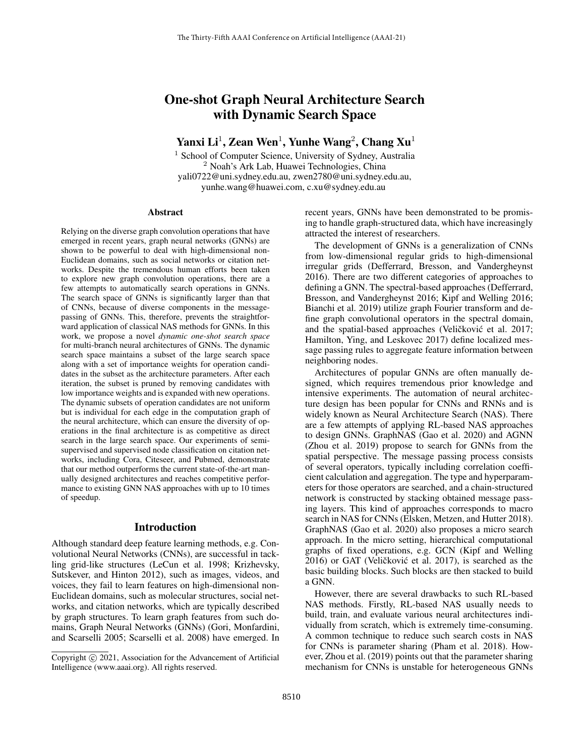# One-shot Graph Neural Architecture Search with Dynamic Search Space

**Yanxi Li**[1], **Zean Wen**[1], **Yunhe Wang**[2], **Chang Xu**[1]

[1] School of Computer Science, University of Sydney, Australia
[2] Noah's Ark Lab, Huawei Technologies, China
yali0722@uni.sydney.edu.au, zwen2780@uni.sydney.edu.au, yunhe.wang@huawei.com, c.xu@sydney.edu.au

## Abstract

Relying on the diverse graph convolution operations that have emerged in recent years, graph neural networks (GNNs) are shown to be powerful to deal with high-dimensional non-Euclidean domains, such as social networks or citation networks. Despite the tremendous human efforts been taken to explore new graph convolution operations, there are a few attempts to automatically search operations in GNNs. The search space of GNNs is significantly larger than that of CNNs, because of diverse components in the message-passing of GNNs. This, therefore, prevents the straightforward application of classical NAS methods for GNNs. In this work, we propose a novel *dynamic one-shot search space* for multi-branch neural architectures of GNNs. The dynamic search space maintains a subset of the large search space along with a set of importance weights for operation candidates in the subset as the architecture parameters. After each iteration, the subset is pruned by removing candidates with low importance weights and is expanded with new operations. The dynamic subsets of operation candidates are not uniform but is individual for each edge in the computation graph of the neural architecture, which can ensure the diversity of operations in the final architecture is as competitive as direct search in the large search space. Our experiments of semi-supervised and supervised node classification on citation networks, including Cora, Citeseer, and Pubmed, demonstrate that our method outperforms the current state-of-the-art manually designed architectures and reaches competitive performance to existing GNN NAS approaches with up to 10 times of speedup.

## Introduction

Although standard deep feature learning methods, e.g. Convolutional Neural Networks (CNNs), are successful in tackling grid-like structures (LeCun et al. 1998; Krizhevsky, Sutskever, and Hinton 2012), such as images, videos, and voices, they fail to learn features on high-dimensional non-Euclidean domains, such as molecular structures, social networks, and citation networks, which are typically described by graph structures. To learn graph features from such domains, Graph Neural Networks (GNNs) (Gori, Monfardini, and Scarselli 2005; Scarselli et al. 2008) have emerged. In recent years, GNNs have been demonstrated to be promising to handle graph-structured data, which have increasingly attracted the interest of researchers.

The development of GNNs is a generalization of CNNs from low-dimensional regular grids to high-dimensional irregular grids (Defferrard, Bresson, and Vandergheynst 2016). There are two different categories of approaches to defining a GNN. The spectral-based approaches (Defferrard, Bresson, and Vandergheynst 2016; Kipf and Welling 2016; Bianchi et al. 2019) utilize graph Fourier transform and define graph convolutional operators in the spectral domain, and the spatial-based approaches (Veličković et al. 2017; Hamilton, Ying, and Leskovec 2017) define localized message passing rules to aggregate feature information between neighboring nodes.

Architectures of popular GNNs are often manually designed, which requires tremendous prior knowledge and intensive experiments. The automation of neural architecture design has been popular for CNNs and RNNs and is widely known as Neural Architecture Search (NAS). There are a few attempts of applying RL-based NAS approaches to design GNNs. GraphNAS (Gao et al. 2020) and AGNN (Zhou et al. 2019) propose to search for GNNs from the spatial perspective. The message passing process consists of several operators, typically including correlation coefficient calculation and aggregation. The type and hyperparameters for those operators are searched, and a chain-structured network is constructed by stacking obtained message passing layers. This kind of approaches corresponds to macro search in NAS for CNNs (Elsken, Metzen, and Hutter 2018). GraphNAS (Gao et al. 2020) also proposes a micro search approach. In the micro setting, hierarchical computational graphs of fixed operations, e.g. GCN (Kipf and Welling 2016) or GAT (Veličković et al. 2017), is searched as the basic building blocks. Such blocks are then stacked to build a GNN.

However, there are several drawbacks to such RL-based NAS methods. Firstly, RL-based NAS usually needs to build, train, and evaluate various neural architectures individually from scratch, which is extremely time-consuming. A common technique to reduce such search costs in NAS for CNNs is parameter sharing (Pham et al. 2018). However, Zhou et al. (2019) points out that the parameter sharing mechanism for CNNs is unstable for heterogeneous GNNs

Copyright © 2021, Association for the Advancement of Artificial Intelligence (www.aaai.org). All rights reserved.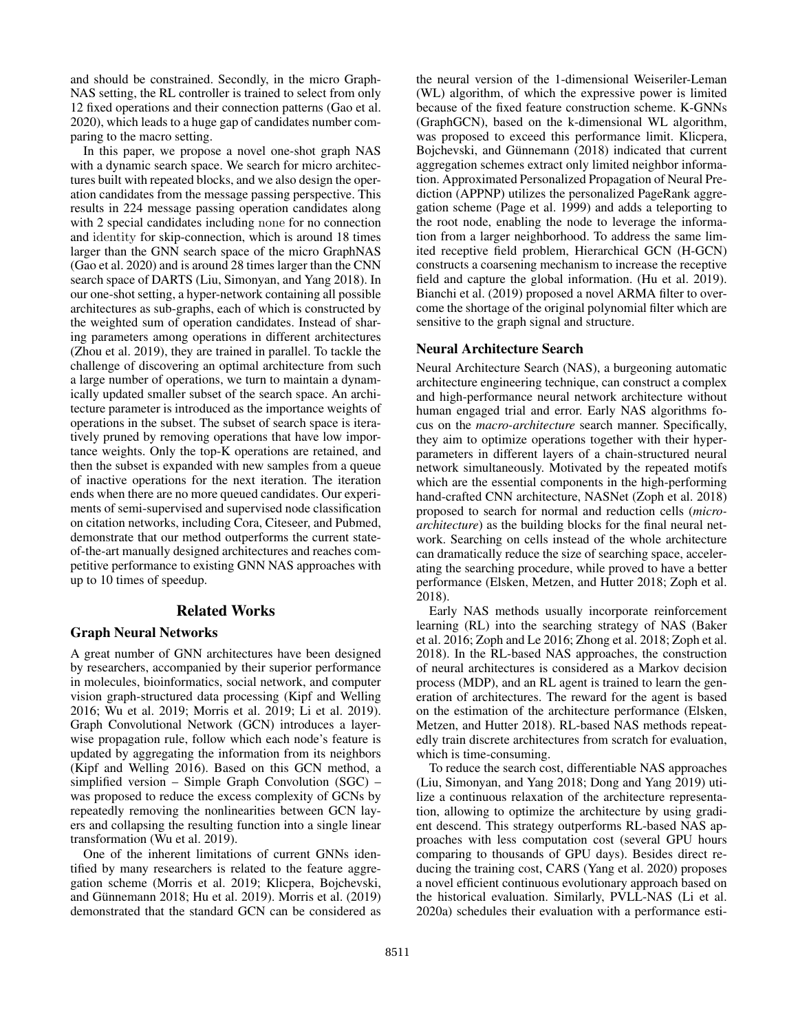and should be constrained. Secondly, in the micro GraphNAS setting, the RL controller is trained to select from only 12 fixed operations and their connection patterns (Gao et al. 2020), which leads to a huge gap of candidates number comparing to the macro setting.

In this paper, we propose a novel one-shot graph NAS with a dynamic search space. We search for micro architectures built with repeated blocks, and we also design the operation candidates from the message passing perspective. This results in 224 message passing operation candidates along with 2 special candidates including none for no connection and identity for skip-connection, which is around 18 times larger than the GNN search space of the micro GraphNAS (Gao et al. 2020) and is around 28 times larger than the CNN search space of DARTS (Liu, Simonyan, and Yang 2018). In our one-shot setting, a hyper-network containing all possible architectures as sub-graphs, each of which is constructed by the weighted sum of operation candidates. Instead of sharing parameters among operations in different architectures (Zhou et al. 2019), they are trained in parallel. To tackle the challenge of discovering an optimal architecture from such a large number of operations, we turn to maintain a dynamically updated smaller subset of the search space. An architecture parameter is introduced as the importance weights of operations in the subset. The subset of search space is iteratively pruned by removing operations that have low importance weights. Only the top-K operations are retained, and then the subset is expanded with new samples from a queue of inactive operations for the next iteration. The iteration ends when there are no more queued candidates. Our experiments of semi-supervised and supervised node classification on citation networks, including Cora, Citeseer, and Pubmed, demonstrate that our method outperforms the current state-of-the-art manually designed architectures and reaches competitive performance to existing GNN NAS approaches with up to 10 times of speedup.

## Related Works

### Graph Neural Networks

A great number of GNN architectures have been designed by researchers, accompanied by their superior performance in molecules, bioinformatics, social network, and computer vision graph-structured data processing (Kipf and Welling 2016; Wu et al. 2019; Morris et al. 2019; Li et al. 2019). Graph Convolutional Network (GCN) introduces a layer-wise propagation rule, follow which each node's feature is updated by aggregating the information from its neighbors (Kipf and Welling 2016). Based on this GCN method, a simplified version – Simple Graph Convolution (SGC) – was proposed to reduce the excess complexity of GCNs by repeatedly removing the nonlinearities between GCN layers and collapsing the resulting function into a single linear transformation (Wu et al. 2019).

One of the inherent limitations of current GNNs identified by many researchers is related to the feature aggregation scheme (Morris et al. 2019; Klicpera, Bojchevski, and Günnemann 2018; Hu et al. 2019). Morris et al. (2019) demonstrated that the standard GCN can be considered as the neural version of the 1-dimensional Weiseriler-Leman (WL) algorithm, of which the expressive power is limited because of the fixed feature construction scheme. K-GNNs (GraphGCN), based on the k-dimensional WL algorithm, was proposed to exceed this performance limit. Klicpera, Bojchevski, and Günnemann (2018) indicated that current aggregation schemes extract only limited neighbor information. Approximated Personalized Propagation of Neural Prediction (APPNP) utilizes the personalized PageRank aggregation scheme (Page et al. 1999) and adds a teleporting to the root node, enabling the node to leverage the information from a larger neighborhood. To address the same limited receptive field problem, Hierarchical GCN (H-GCN) constructs a coarsening mechanism to increase the receptive field and capture the global information. (Hu et al. 2019). Bianchi et al. (2019) proposed a novel ARMA filter to overcome the shortage of the original polynomial filter which are sensitive to the graph signal and structure.

### Neural Architecture Search

Neural Architecture Search (NAS), a burgeoning automatic architecture engineering technique, can construct a complex and high-performance neural network architecture without human engaged trial and error. Early NAS algorithms focus on the *macro-architecture* search manner. Specifically, they aim to optimize operations together with their hyper-parameters in different layers of a chain-structured neural network simultaneously. Motivated by the repeated motifs which are the essential components in the high-performing hand-crafted CNN architecture, NASNet (Zoph et al. 2018) proposed to search for normal and reduction cells (*micro-architecture*) as the building blocks for the final neural network. Searching on cells instead of the whole architecture can dramatically reduce the size of searching space, accelerating the searching procedure, while proved to have a better performance (Elsken, Metzen, and Hutter 2018; Zoph et al. 2018).

Early NAS methods usually incorporate reinforcement learning (RL) into the searching strategy of NAS (Baker et al. 2016; Zoph and Le 2016; Zhong et al. 2018; Zoph et al. 2018). In the RL-based NAS approaches, the construction of neural architectures is considered as a Markov decision process (MDP), and an RL agent is trained to learn the generation of architectures. The reward for the agent is based on the estimation of the architecture performance (Elsken, Metzen, and Hutter 2018). RL-based NAS methods repeatedly train discrete architectures from scratch for evaluation, which is time-consuming.

To reduce the search cost, differentiable NAS approaches (Liu, Simonyan, and Yang 2018; Dong and Yang 2019) utilize a continuous relaxation of the architecture representation, allowing to optimize the architecture by using gradient descend. This strategy outperforms RL-based NAS approaches with less computation cost (several GPU hours comparing to thousands of GPU days). Besides direct reducing the training cost, CARS (Yang et al. 2020) proposes a novel efficient continuous evolutionary approach based on the historical evaluation. Similarly, PVLL-NAS (Li et al. 2020a) schedules their evaluation with a performance esti-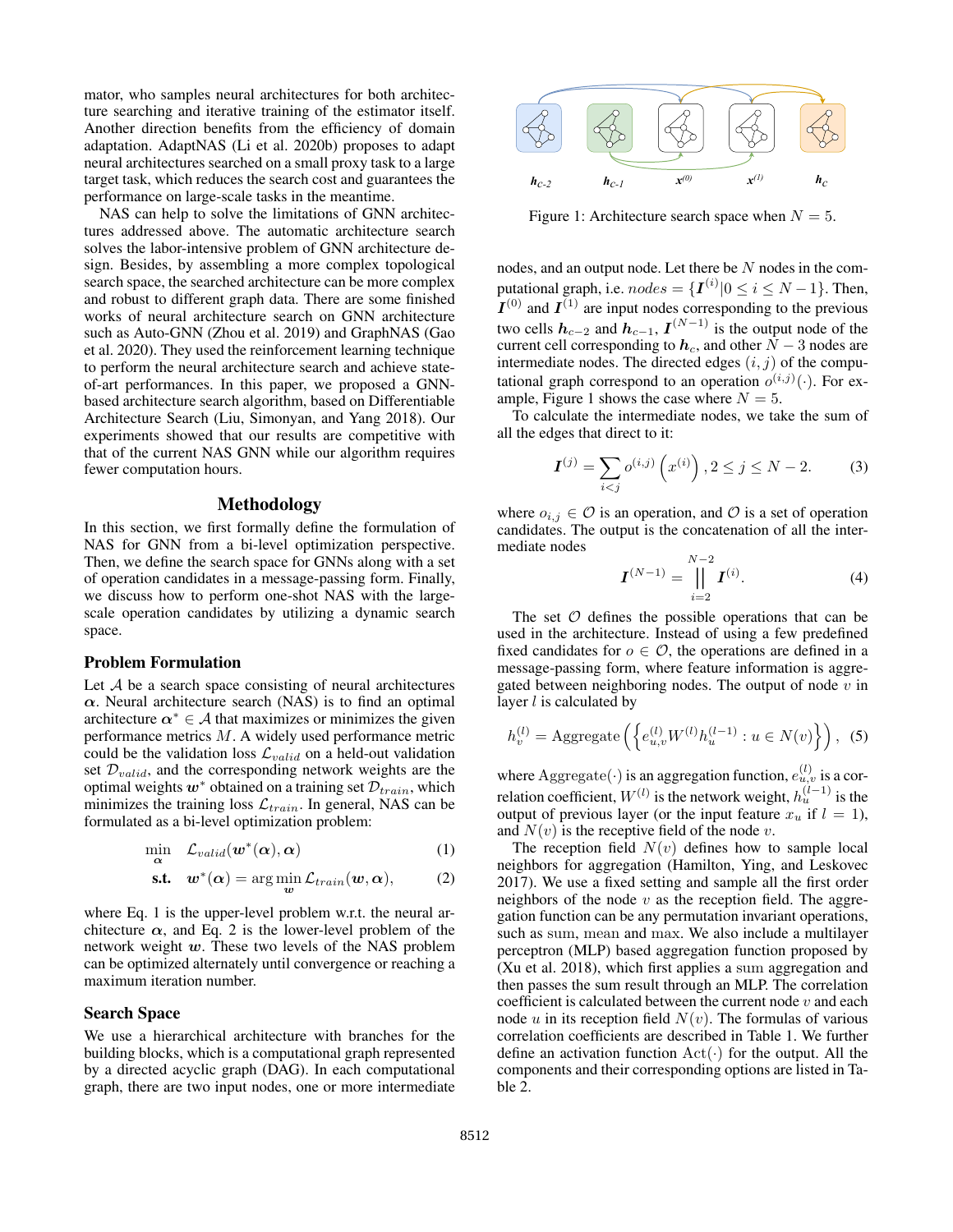mator, who samples neural architectures for both architecture searching and iterative training of the estimator itself. Another direction benefits from the efficiency of domain adaptation. AdaptNAS (Li et al. 2020b) proposes to adapt neural architectures searched on a small proxy task to a large target task, which reduces the search cost and guarantees the performance on large-scale tasks in the meantime.

NAS can help to solve the limitations of GNN architectures addressed above. The automatic architecture search solves the labor-intensive problem of GNN architecture design. Besides, by assembling a more complex topological search space, the searched architecture can be more complex and robust to different graph data. There are some finished works of neural architecture search on GNN architecture such as Auto-GNN (Zhou et al. 2019) and GraphNAS (Gao et al. 2020). They used the reinforcement learning technique to perform the neural architecture search and achieve state-of-art performances. In this paper, we proposed a GNN-based architecture search algorithm, based on Differentiable Architecture Search (Liu, Simonyan, and Yang 2018). Our experiments showed that our results are competitive with that of the current NAS GNN while our algorithm requires fewer computation hours.

## Methodology

In this section, we first formally define the formulation of NAS for GNN from a bi-level optimization perspective. Then, we define the search space for GNNs along with a set of operation candidates in a message-passing form. Finally, we discuss how to perform one-shot NAS with the large-scale operation candidates by utilizing a dynamic search space.

### Problem Formulation

Let $\mathcal{A}$ be a search space consisting of neural architectures $\boldsymbol{\alpha}$. Neural architecture search (NAS) is to find an optimal architecture $\boldsymbol{\alpha}^* \in \mathcal{A}$ that maximizes or minimizes the given performance metrics $M$. A widely used performance metric could be the validation loss $\mathcal{L}_{valid}$ on a held-out validation set $\mathcal{D}_{valid}$, and the corresponding network weights are the optimal weights $\boldsymbol{w}^*$ obtained on a training set $\mathcal{D}_{train}$, which minimizes the training loss $\mathcal{L}_{train}$. In general, NAS can be formulated as a bi-level optimization problem:

$$\min_{\boldsymbol{\alpha}} \quad \mathcal{L}_{valid}(\boldsymbol{w}^*(\boldsymbol{\alpha}), \boldsymbol{\alpha}) \tag{1}$$

$$\textbf{s.t.} \quad \boldsymbol{w}^*(\boldsymbol{\alpha}) = \arg\min_{\boldsymbol{w}} \mathcal{L}_{train}(\boldsymbol{w}, \boldsymbol{\alpha}), \tag{2}$$

where Eq. 1 is the upper-level problem w.r.t. the neural architecture $\boldsymbol{\alpha}$, and Eq. 2 is the lower-level problem of the network weight $\boldsymbol{w}$. These two levels of the NAS problem can be optimized alternately until convergence or reaching a maximum iteration number.

### Search Space

We use a hierarchical architecture with branches for the building blocks, which is a computational graph represented by a directed acyclic graph (DAG). In each computational graph, there are two input nodes, one or more intermediate nodes, and an output node. Let there be $N$ nodes in the computational graph, i.e. $nodes = \{\boldsymbol{I}^{(i)} | 0 \leq i \leq N-1\}$. Then, $\boldsymbol{I}^{(0)}$ and $\boldsymbol{I}^{(1)}$ are input nodes corresponding to the previous two cells $\boldsymbol{h}_{c-2}$ and $\boldsymbol{h}_{c-1}$, $\boldsymbol{I}^{(N-1)}$ is the output node of the current cell corresponding to $\boldsymbol{h}_c$, and other $N-3$ nodes are intermediate nodes. The directed edges $(i, j)$ of the computational graph correspond to an operation $o^{(i,j)}(\cdot)$. For example, Figure 1 shows the case where $N = 5$.

Figure 1: Architecture search space when $N = 5$.

To calculate the intermediate nodes, we take the sum of all the edges that direct to it:

$$\boldsymbol{I}^{(j)} = \sum_{i<j} o^{(i,j)} \left( x^{(i)} \right), 2 \leq j \leq N-2. \tag{3}$$

where $o_{i,j} \in \mathcal{O}$ is an operation, and $\mathcal{O}$ is a set of operation candidates. The output is the concatenation of all the intermediate nodes

$$\boldsymbol{I}^{(N-1)} = \Big\|_{i=2}^{N-2} \boldsymbol{I}^{(i)}. \tag{4}$$

The set $\mathcal{O}$ defines the possible operations that can be used in the architecture. Instead of using a few predefined fixed candidates for $o \in \mathcal{O}$, the operations are defined in a message-passing form, where feature information is aggregated between neighboring nodes. The output of node $v$ in layer $l$ is calculated by

$$h_v^{(l)} = \text{Aggregate}\left( \left\{ e_{u,v}^{(l)} W^{(l)} h_u^{(l-1)} : u \in N(v) \right\} \right), \tag{5}$$

where $\text{Aggregate}(\cdot)$ is an aggregation function, $e_{u,v}^{(l)}$ is a correlation coefficient, $W^{(l)}$ is the network weight, $h_u^{(l-1)}$ is the output of previous layer (or the input feature $x_u$ if $l = 1$), and $N(v)$ is the receptive field of the node $v$.

The reception field $N(v)$ defines how to sample local neighbors for aggregation (Hamilton, Ying, and Leskovec 2017). We use a fixed setting and sample all the first order neighbors of the node $v$ as the reception field. The aggregation function can be any permutation invariant operations, such as $\mathrm{sum}$, $\mathrm{mean}$ and $\mathrm{max}$. We also include a multilayer perceptron (MLP) based aggregation function proposed by (Xu et al. 2018), which first applies a $\mathrm{sum}$ aggregation and then passes the sum result through an MLP. The correlation coefficient is calculated between the current node $v$ and each node $u$ in its reception field $N(v)$. The formulas of various correlation coefficients are described in Table 1. We further define an activation function $\text{Act}(\cdot)$ for the output. All the components and their corresponding options are listed in Table 2.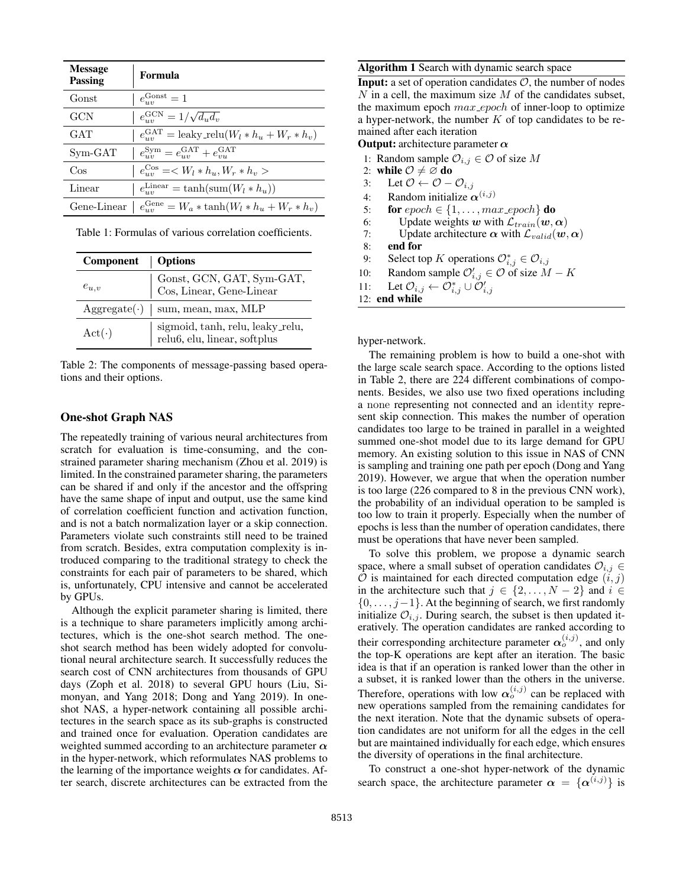| Message Passing | Formula |
|---|---|
| Gonst | $e_{uv}^{\text{Gonst}} = 1$ |
| GCN | $e_{uv}^{\text{GCN}} = 1/\sqrt{d_u d_v}$ |
| GAT | $e_{uv}^{\text{GAT}} = \text{leaky\_relu}(W_l * h_u + W_r * h_v)$ |
| Sym-GAT | $e_{uv}^{\text{Sym}} = e_{uv}^{\text{GAT}} + e_{vu}^{\text{GAT}}$ |
| Cos | $e_{uv}^{\text{Cos}} = < W_l * h_u, W_r * h_v >$ |
| Linear | $e_{uv}^{\text{Linear}} = \tanh(\text{sum}(W_l * h_u))$ |
| Gene-Linear | $e_{uv}^{\text{Gene}} = W_a * \tanh(W_l * h_u + W_r * h_v)$ |

Table 1: Formulas of various correlation coefficients.

| Component | Options |
|---|---|
| $e_{u,v}$ | Gonst, GCN, GAT, Sym-GAT, Cos, Linear, Gene-Linear |
| $\text{Aggregate}(\cdot)$ | sum, mean, max, MLP |
| $\text{Act}(\cdot)$ | sigmoid, tanh, relu, leaky_relu, relu6, elu, linear, softplus |

Table 2: The components of message-passing based operations and their options.

## One-shot Graph NAS

The repeatedly training of various neural architectures from scratch for evaluation is time-consuming, and the constrained parameter sharing mechanism (Zhou et al. 2019) is limited. In the constrained parameter sharing, the parameters can be shared if and only if the ancestor and the offspring have the same shape of input and output, use the same kind of correlation coefficient function and activation function, and is not a batch normalization layer or a skip connection. Parameters violate such constraints still need to be trained from scratch. Besides, extra computation complexity is introduced comparing to the traditional strategy to check the constraints for each pair of parameters to be shared, which is, unfortunately, CPU intensive and cannot be accelerated by GPUs.

Although the explicit parameter sharing is limited, there is a technique to share parameters implicitly among architectures, which is the one-shot search method. The one-shot search method has been widely adopted for convolutional neural architecture search. It successfully reduces the search cost of CNN architectures from thousands of GPU days (Zoph et al. 2018) to several GPU hours (Liu, Simonyan, and Yang 2018; Dong and Yang 2019). In one-shot NAS, a hyper-network containing all possible architectures in the search space as its sub-graphs is constructed and trained once for evaluation. Operation candidates are weighted summed according to an architecture parameter $\boldsymbol{\alpha}$ in the hyper-network, which reformulates NAS problems to the learning of the importance weights $\boldsymbol{\alpha}$ for candidates. After search, discrete architectures can be extracted from the hyper-network.

**Algorithm 1** Search with dynamic search space

**Input:** a set of operation candidates $\mathcal{O}$, the number of nodes $N$ in a cell, the maximum size $M$ of the candidates subset, the maximum epoch $max\_epoch$ of inner-loop to optimize a hyper-network, the number $K$ of top candidates to be remained after each iteration

**Output:** architecture parameter $\boldsymbol{\alpha}$

```
1: Random sample O_{i,j} ∈ O of size M
2: while O ≠ ∅ do
3:     Let O ← O − O_{i,j}
4:     Random initialize α^{(i,j)}
5:     for epoch ∈ {1, ..., max_epoch} do
6:         Update weights w with L_train(w, α)
7:         Update architecture α with L_valid(w, α)
8:     end for
9:     Select top K operations O*_{i,j} ∈ O_{i,j}
10:    Random sample O'_{i,j} ∈ O of size M − K
11:    Let O_{i,j} ← O*_{i,j} ∪ O'_{i,j}
12: end while
```

The remaining problem is how to build a one-shot with the large scale search space. According to the options listed in Table 2, there are 224 different combinations of components. Besides, we also use two fixed operations including a none representing not connected and an identity represent skip connection. This makes the number of operation candidates too large to be trained in parallel in a weighted summed one-shot model due to its large demand for GPU memory. An existing solution to this issue in NAS of CNN is sampling and training one path per epoch (Dong and Yang 2019). However, we argue that when the operation number is too large (226 compared to 8 in the previous CNN work), the probability of an individual operation to be sampled is too low to train it properly. Especially when the number of epochs is less than the number of operation candidates, there must be operations that have never been sampled.

To solve this problem, we propose a dynamic search space, where a small subset of operation candidates $\mathcal{O}_{i,j} \in \mathcal{O}$ is maintained for each directed computation edge $(i, j)$ in the architecture such that $j \in \{2, \ldots, N-2\}$ and $i \in \{0, \ldots, j-1\}$. At the beginning of search, we first randomly initialize $\mathcal{O}_{i,j}$. During search, the subset is then updated iteratively. The operation candidates are ranked according to their corresponding architecture parameter $\boldsymbol{\alpha}_o^{(i,j)}$, and only the top-K operations are kept after an iteration. The basic idea is that if an operation is ranked lower than the other in a subset, it is ranked lower than the others in the universe. Therefore, operations with low $\boldsymbol{\alpha}_o^{(i,j)}$ can be replaced with new operations sampled from the remaining candidates for the next iteration. Note that the dynamic subsets of operation candidates are not uniform for all the edges in the cell but are maintained individually for each edge, which ensures the diversity of operations in the final architecture.

To construct a one-shot hyper-network of the dynamic search space, the architecture parameter $\boldsymbol{\alpha} = \{\boldsymbol{\alpha}^{(i,j)}\}$ is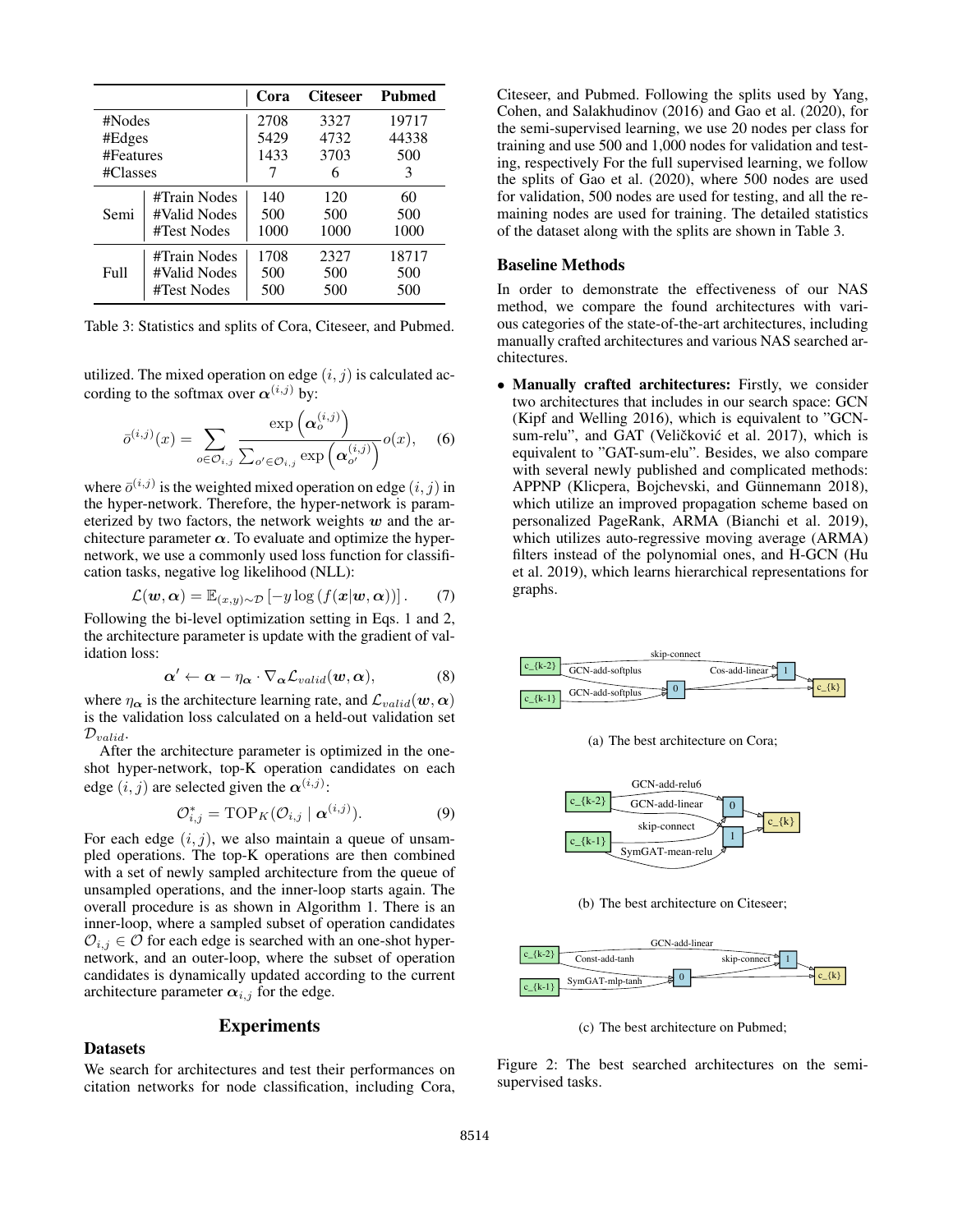| | | Cora | Citeseer | Pubmed |
|---|---|---|---|---|
| #Nodes | | 2708 | 3327 | 19717 |
| #Edges | | 5429 | 4732 | 44338 |
| #Features | | 1433 | 3703 | 500 |
| #Classes | | 7 | 6 | 3 |
| Semi | #Train Nodes | 140 | 120 | 60 |
| | #Valid Nodes | 500 | 500 | 500 |
| | #Test Nodes | 1000 | 1000 | 1000 |
| Full | #Train Nodes | 1708 | 2327 | 18717 |
| | #Valid Nodes | 500 | 500 | 500 |
| | #Test Nodes | 500 | 500 | 500 |

Table 3: Statistics and splits of Cora, Citeseer, and Pubmed.

utilized. The mixed operation on edge $(i,j)$ is calculated according to the softmax over $\boldsymbol{\alpha}^{(i,j)}$ by:

$$\bar{o}^{(i,j)}(x) = \sum_{o \in \mathcal{O}_{i,j}} \frac{\exp\left(\boldsymbol{\alpha}_o^{(i,j)}\right)}{\sum_{o' \in \mathcal{O}_{i,j}} \exp\left(\boldsymbol{\alpha}_{o'}^{(i,j)}\right)} o(x), \quad (6)$$

where $\bar{o}^{(i,j)}$ is the weighted mixed operation on edge $(i,j)$ in the hyper-network. Therefore, the hyper-network is parameterized by two factors, the network weights $\boldsymbol{w}$ and the architecture parameter $\boldsymbol{\alpha}$. To evaluate and optimize the hyper-network, we use a commonly used loss function for classification tasks, negative log likelihood (NLL):

$$\mathcal{L}(\boldsymbol{w}, \boldsymbol{\alpha}) = \mathbb{E}_{(x,y)\sim\mathcal{D}} \left[-y \log\left(f(\boldsymbol{x}|\boldsymbol{w}, \boldsymbol{\alpha})\right)\right]. \quad (7)$$

Following the bi-level optimization setting in Eqs. 1 and 2, the architecture parameter is update with the gradient of validation loss:

$$\boldsymbol{\alpha}' \leftarrow \boldsymbol{\alpha} - \eta_{\boldsymbol{\alpha}} \cdot \nabla_{\boldsymbol{\alpha}} \mathcal{L}_{valid}(\boldsymbol{w}, \boldsymbol{\alpha}), \quad (8)$$

where $\eta_{\boldsymbol{\alpha}}$ is the architecture learning rate, and $\mathcal{L}_{valid}(\boldsymbol{w}, \boldsymbol{\alpha})$ is the validation loss calculated on a held-out validation set $\mathcal{D}_{valid}$.

After the architecture parameter is optimized in the one-shot hyper-network, top-K operation candidates on each edge $(i,j)$ are selected given the $\boldsymbol{\alpha}^{(i,j)}$:

$$\mathcal{O}^*_{i,j} = \text{TOP}_K(\mathcal{O}_{i,j} \mid \boldsymbol{\alpha}^{(i,j)}). \quad (9)$$

For each edge $(i,j)$, we also maintain a queue of unsampled operations. The top-K operations are then combined with a set of newly sampled architecture from the queue of unsampled operations, and the inner-loop starts again. The overall procedure is as shown in Algorithm 1. There is an inner-loop, where a sampled subset of operation candidates $\mathcal{O}_{i,j} \in \mathcal{O}$ for each edge is searched with an one-shot hyper-network, and an outer-loop, where the subset of operation candidates is dynamically updated according to the current architecture parameter $\boldsymbol{\alpha}_{i,j}$ for the edge.

## Experiments

### Datasets

We search for architectures and test their performances on citation networks for node classification, including Cora, Citeseer, and Pubmed. Following the splits used by Yang, Cohen, and Salakhudinov (2016) and Gao et al. (2020), for the semi-supervised learning, we use 20 nodes per class for training and use 500 and 1,000 nodes for validation and testing, respectively For the full supervised learning, we follow the splits of Gao et al. (2020), where 500 nodes are used for validation, 500 nodes are used for testing, and all the remaining nodes are used for training. The detailed statistics of the dataset along with the splits are shown in Table 3.

### Baseline Methods

In order to demonstrate the effectiveness of our NAS method, we compare the found architectures with various categories of the state-of-the-art architectures, including manually crafted architectures and various NAS searched architectures.

- **Manually crafted architectures:** Firstly, we consider two architectures that includes in our search space: GCN (Kipf and Welling 2016), which is equivalent to "GCN-sum-relu", and GAT (Veličković et al. 2017), which is equivalent to "GAT-sum-elu". Besides, we also compare with several newly published and complicated methods: APPNP (Klicpera, Bojchevski, and Günnemann 2018), which utilize an improved propagation scheme based on personalized PageRank, ARMA (Bianchi et al. 2019), which utilizes auto-regressive moving average (ARMA) filters instead of the polynomial ones, and H-GCN (Hu et al. 2019), which learns hierarchical representations for graphs.

(a) The best architecture on Cora;

(b) The best architecture on Citeseer;

(c) The best architecture on Pubmed;

Figure 2: The best searched architectures on the semi-supervised tasks.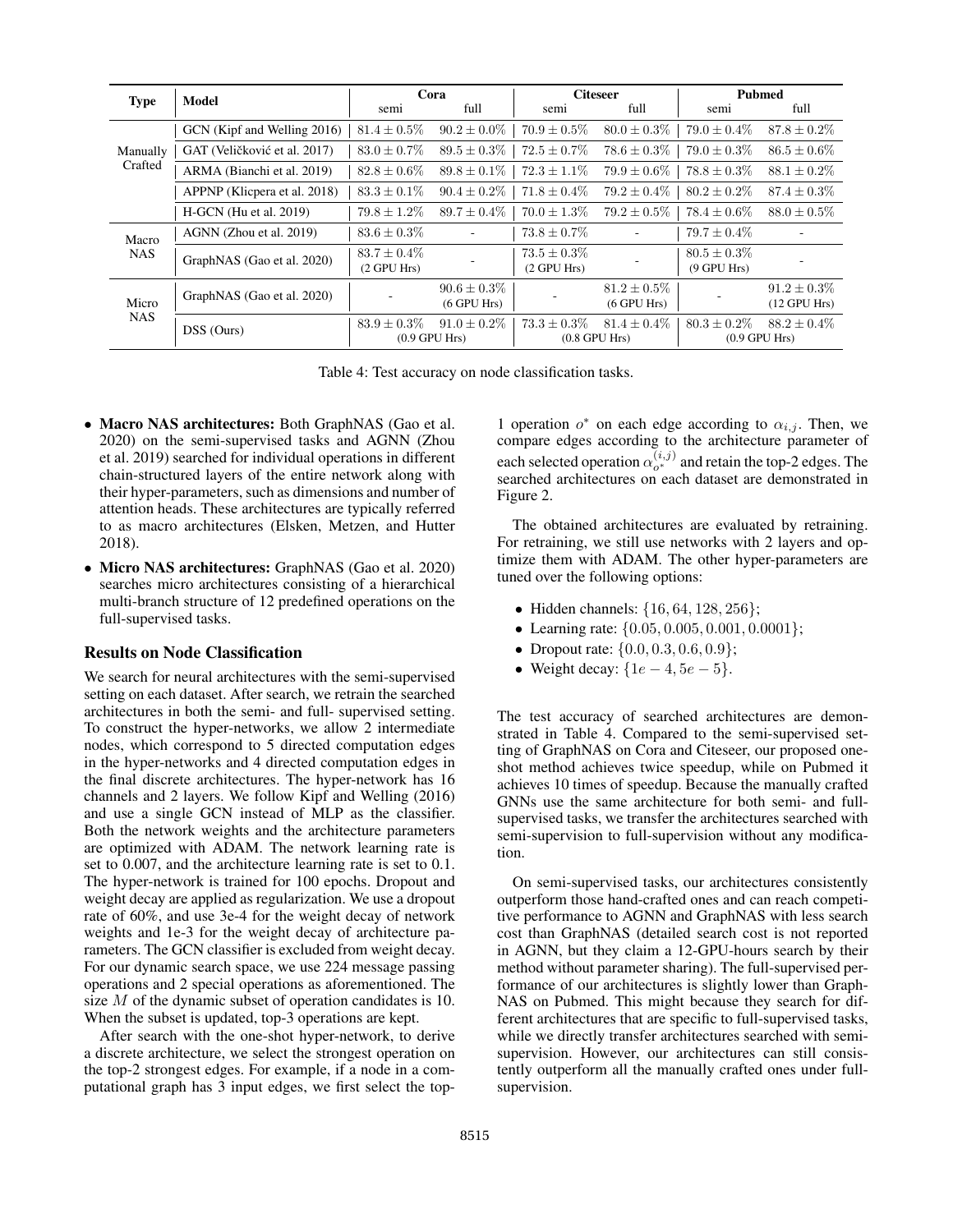| Type | Model | Cora | | Citeseer | | Pubmed | |
|---|---|---|---|---|---|---|---|
| | | semi | full | semi | full | semi | full |
| Manually Crafted | GCN (Kipf and Welling 2016) | $81.4 \pm 0.5\%$ | $90.2 \pm 0.0\%$ | $70.9 \pm 0.5\%$ | $80.0 \pm 0.3\%$ | $79.0 \pm 0.4\%$ | $87.8 \pm 0.2\%$ |
| | GAT (Veličković et al. 2017) | $83.0 \pm 0.7\%$ | $89.5 \pm 0.3\%$ | $72.5 \pm 0.7\%$ | $78.6 \pm 0.3\%$ | $79.0 \pm 0.3\%$ | $86.5 \pm 0.6\%$ |
| | ARMA (Bianchi et al. 2019) | $82.8 \pm 0.6\%$ | $89.8 \pm 0.1\%$ | $72.3 \pm 1.1\%$ | $79.9 \pm 0.6\%$ | $78.8 \pm 0.3\%$ | $88.1 \pm 0.2\%$ |
| | APPNP (Klicpera et al. 2018) | $83.3 \pm 0.1\%$ | $90.4 \pm 0.2\%$ | $71.8 \pm 0.4\%$ | $79.2 \pm 0.4\%$ | $80.2 \pm 0.2\%$ | $87.4 \pm 0.3\%$ |
| | H-GCN (Hu et al. 2019) | $79.8 \pm 1.2\%$ | $89.7 \pm 0.4\%$ | $70.0 \pm 1.3\%$ | $79.2 \pm 0.5\%$ | $78.4 \pm 0.6\%$ | $88.0 \pm 0.5\%$ |
| Macro NAS | AGNN (Zhou et al. 2019) | $83.6 \pm 0.3\%$ | - | $73.8 \pm 0.7\%$ | - | $79.7 \pm 0.4\%$ | - |
| | GraphNAS (Gao et al. 2020) | $83.7 \pm 0.4\%$ (2 GPU Hrs) | - | $73.5 \pm 0.3\%$ (2 GPU Hrs) | - | $80.5 \pm 0.3\%$ (9 GPU Hrs) | - |
| Micro NAS | GraphNAS (Gao et al. 2020) | - | $90.6 \pm 0.3\%$ (6 GPU Hrs) | - | $81.2 \pm 0.5\%$ (6 GPU Hrs) | - | $91.2 \pm 0.3\%$ (12 GPU Hrs) |
| | DSS (Ours) | $83.9 \pm 0.3\%$ | $91.0 \pm 0.2\%$ | $73.3 \pm 0.3\%$ | $81.4 \pm 0.4\%$ | $80.3 \pm 0.2\%$ | $88.2 \pm 0.4\%$ |
| | | (0.9 GPU Hrs) | | (0.8 GPU Hrs) | | (0.9 GPU Hrs) | |

Table 4: Test accuracy on node classification tasks.

- **Macro NAS architectures:** Both GraphNAS (Gao et al. 2020) on the semi-supervised tasks and AGNN (Zhou et al. 2019) searched for individual operations in different chain-structured layers of the entire network along with their hyper-parameters, such as dimensions and number of attention heads. These architectures are typically referred to as macro architectures (Elsken, Metzen, and Hutter 2018).
- **Micro NAS architectures:** GraphNAS (Gao et al. 2020) searches micro architectures consisting of a hierarchical multi-branch structure of 12 predefined operations on the full-supervised tasks.

### Results on Node Classification

We search for neural architectures with the semi-supervised setting on each dataset. After search, we retrain the searched architectures in both the semi- and full- supervised setting. To construct the hyper-networks, we allow 2 intermediate nodes, which correspond to 5 directed computation edges in the hyper-networks and 4 directed computation edges in the final discrete architectures. The hyper-network has 16 channels and 2 layers. We follow Kipf and Welling (2016) and use a single GCN instead of MLP as the classifier. Both the network weights and the architecture parameters are optimized with ADAM. The network learning rate is set to 0.007, and the architecture learning rate is set to 0.1. The hyper-network is trained for 100 epochs. Dropout and weight decay are applied as regularization. We use a dropout rate of 60%, and use 3e-4 for the weight decay of network weights and 1e-3 for the weight decay of architecture parameters. The GCN classifier is excluded from weight decay. For our dynamic search space, we use 224 message passing operations and 2 special operations as aforementioned. The size $M$ of the dynamic subset of operation candidates is 10. When the subset is updated, top-3 operations are kept.

After search with the one-shot hyper-network, to derive a discrete architecture, we select the strongest operation on the top-2 strongest edges. For example, if a node in a computational graph has 3 input edges, we first select the top-1 operation $o^*$ on each edge according to $\alpha_{i,j}$. Then, we compare edges according to the architecture parameter of each selected operation $\alpha_{o^*}^{(i,j)}$ and retain the top-2 edges. The searched architectures on each dataset are demonstrated in Figure 2.

The obtained architectures are evaluated by retraining. For retraining, we still use networks with 2 layers and optimize them with ADAM. The other hyper-parameters are tuned over the following options:

- Hidden channels: $\{16, 64, 128, 256\}$;
- Learning rate: $\{0.05, 0.005, 0.001, 0.0001\}$;
- Dropout rate: $\{0.0, 0.3, 0.6, 0.9\}$;
- Weight decay: $\{1e-4, 5e-5\}$.

The test accuracy of searched architectures are demonstrated in Table 4. Compared to the semi-supervised setting of GraphNAS on Cora and Citeseer, our proposed one-shot method achieves twice speedup, while on Pubmed it achieves 10 times of speedup. Because the manually crafted GNNs use the same architecture for both semi- and full-supervised tasks, we transfer the architectures searched with semi-supervision to full-supervision without any modification.

On semi-supervised tasks, our architectures consistently outperform those hand-crafted ones and can reach competitive performance to AGNN and GraphNAS with less search cost than GraphNAS (detailed search cost is not reported in AGNN, but they claim a 12-GPU-hours search by their method without parameter sharing). The full-supervised performance of our architectures is slightly lower than GraphNAS on Pubmed. This might because they search for different architectures that are specific to full-supervised tasks, while we directly transfer architectures searched with semi-supervision. However, our architectures can still consistently outperform all the manually crafted ones under full-supervision.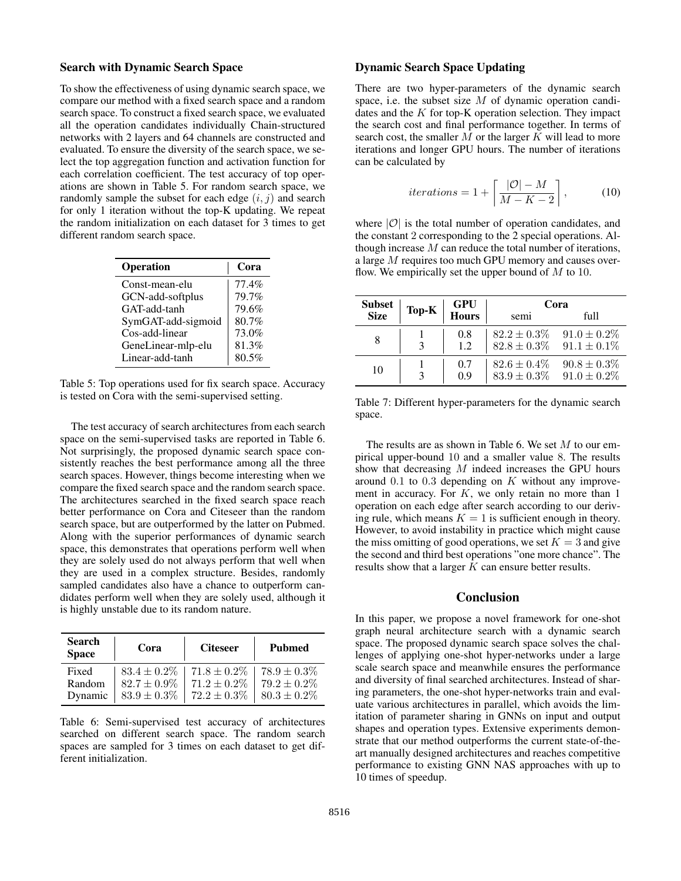### Search with Dynamic Search Space

To show the effectiveness of using dynamic search space, we compare our method with a fixed search space and a random search space. To construct a fixed search space, we evaluated all the operation candidates individually Chain-structured networks with 2 layers and 64 channels are constructed and evaluated. To ensure the diversity of the search space, we select the top aggregation function and activation function for each correlation coefficient. The test accuracy of top operations are shown in Table 5. For random search space, we randomly sample the subset for each edge $(i, j)$ and search for only 1 iteration without the top-K updating. We repeat the random initialization on each dataset for 3 times to get different random search space.

| Operation | Cora |
|---|---|
| Const-mean-elu | 77.4% |
| GCN-add-softplus | 79.7% |
| GAT-add-tanh | 79.6% |
| SymGAT-add-sigmoid | 80.7% |
| Cos-add-linear | 73.0% |
| GeneLinear-mlp-elu | 81.3% |
| Linear-add-tanh | 80.5% |

Table 5: Top operations used for fix search space. Accuracy is tested on Cora with the semi-supervised setting.

The test accuracy of search architectures from each search space on the semi-supervised tasks are reported in Table 6. Not surprisingly, the proposed dynamic search space consistently reaches the best performance among all the three search spaces. However, things become interesting when we compare the fixed search space and the random search space. The architectures searched in the fixed search space reach better performance on Cora and Citeseer than the random search space, but are outperformed by the latter on Pubmed. Along with the superior performances of dynamic search space, this demonstrates that operations perform well when they are solely used do not always perform that well when they are used in a complex structure. Besides, randomly sampled candidates also have a chance to outperform candidates perform well when they are solely used, although it is highly unstable due to its random nature.

| Search Space | Cora | Citeseer | Pubmed |
|---|---|---|---|
| Fixed | $83.4 \pm 0.2\%$ | $71.8 \pm 0.2\%$ | $78.9 \pm 0.3\%$ |
| Random | $82.7 \pm 0.9\%$ | $71.2 \pm 0.2\%$ | $79.2 \pm 0.2\%$ |
| Dynamic | $83.9 \pm 0.3\%$ | $72.2 \pm 0.3\%$ | $80.3 \pm 0.2\%$ |

Table 6: Semi-supervised test accuracy of architectures searched on different search space. The random search spaces are sampled for 3 times on each dataset to get different initialization.

### Dynamic Search Space Updating

There are two hyper-parameters of the dynamic search space, i.e. the subset size $M$ of dynamic operation candidates and the $K$ for top-K operation selection. They impact the search cost and final performance together. In terms of search cost, the smaller $M$ or the larger $K$ will lead to more iterations and longer GPU hours. The number of iterations can be calculated by

$$iterations = 1 + \left\lceil \frac{|\mathcal{O}| - M}{M - K - 2} \right\rceil, \qquad (10)$$

where $|\mathcal{O}|$ is the total number of operation candidates, and the constant 2 corresponding to the 2 special operations. Although increase $M$ can reduce the total number of iterations, a large $M$ requires too much GPU memory and causes overflow. We empirically set the upper bound of $M$ to 10.

| Subset Size | Top-K | GPU Hours | Cora | |
|---|---|---|---|---|
| | | | semi | full |
| 8 | 1 | 0.8 | $82.2 \pm 0.3\%$ | $91.0 \pm 0.2\%$ |
| | 3 | 1.2 | $82.8 \pm 0.3\%$ | $91.1 \pm 0.1\%$ |
| 10 | 1 | 0.7 | $82.6 \pm 0.4\%$ | $90.8 \pm 0.3\%$ |
| | 3 | 0.9 | $83.9 \pm 0.3\%$ | $91.0 \pm 0.2\%$ |

Table 7: Different hyper-parameters for the dynamic search space.

The results are as shown in Table 6. We set $M$ to our empirical upper-bound 10 and a smaller value 8. The results show that decreasing $M$ indeed increases the GPU hours around 0.1 to 0.3 depending on $K$ without any improvement in accuracy. For $K$, we only retain no more than 1 operation on each edge after search according to our deriving rule, which means $K = 1$ is sufficient enough in theory. However, to avoid instability in practice which might cause the miss omitting of good operations, we set $K = 3$ and give the second and third best operations "one more chance". The results show that a larger $K$ can ensure better results.

## Conclusion

In this paper, we propose a novel framework for one-shot graph neural architecture search with a dynamic search space. The proposed dynamic search space solves the challenges of applying one-shot hyper-networks under a large scale search space and meanwhile ensures the performance and diversity of final searched architectures. Instead of sharing parameters, the one-shot hyper-networks train and evaluate various architectures in parallel, which avoids the limitation of parameter sharing in GNNs on input and output shapes and operation types. Extensive experiments demonstrate that our method outperforms the current state-of-the-art manually designed architectures and reaches competitive performance to existing GNN NAS approaches with up to 10 times of speedup.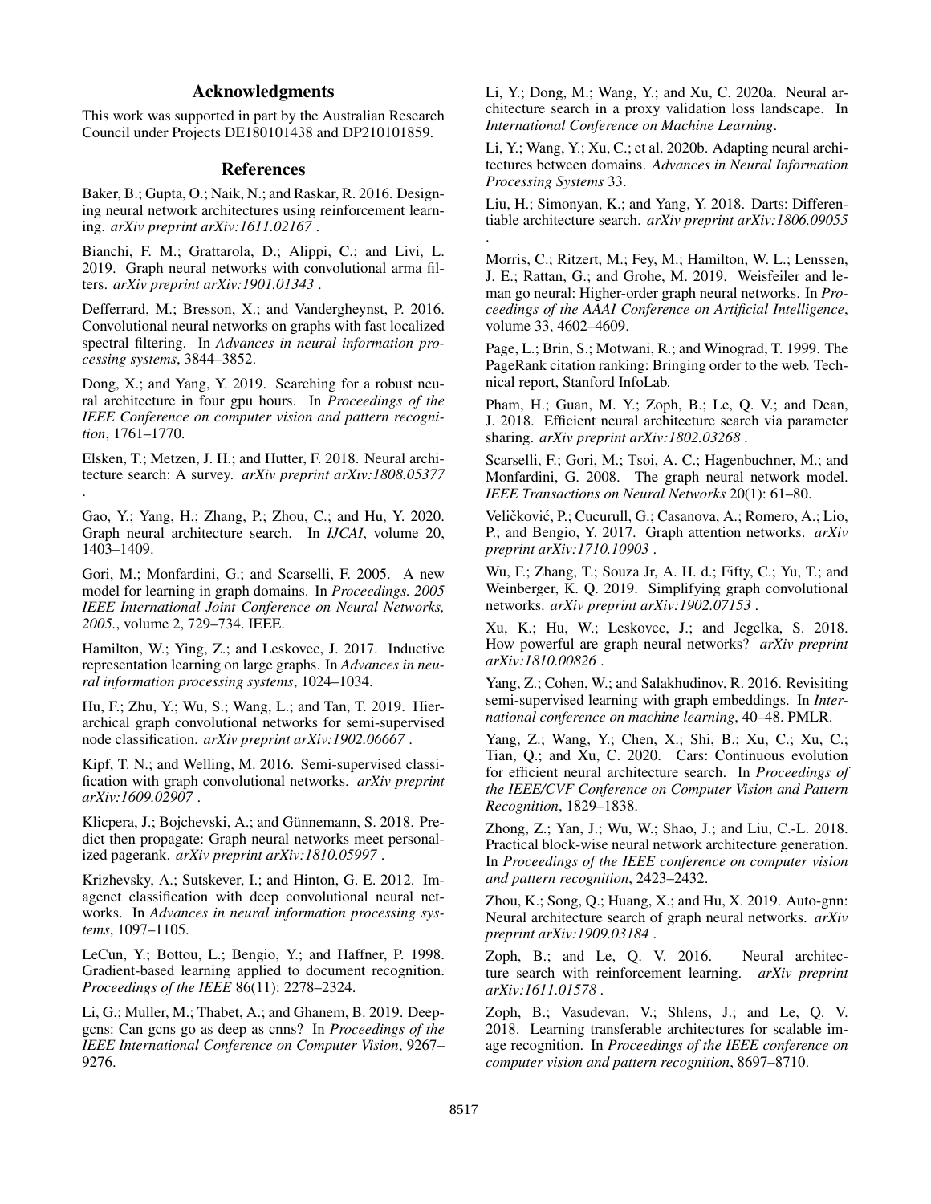## Acknowledgments

This work was supported in part by the Australian Research Council under Projects DE180101438 and DP210101859.

## References

Baker, B.; Gupta, O.; Naik, N.; and Raskar, R. 2016. Designing neural network architectures using reinforcement learning. *arXiv preprint arXiv:1611.02167* .

Bianchi, F. M.; Grattarola, D.; Alippi, C.; and Livi, L. 2019. Graph neural networks with convolutional arma filters. *arXiv preprint arXiv:1901.01343* .

Defferrard, M.; Bresson, X.; and Vandergheynst, P. 2016. Convolutional neural networks on graphs with fast localized spectral filtering. In *Advances in neural information processing systems*, 3844–3852.

Dong, X.; and Yang, Y. 2019. Searching for a robust neural architecture in four gpu hours. In *Proceedings of the IEEE Conference on computer vision and pattern recognition*, 1761–1770.

Elsken, T.; Metzen, J. H.; and Hutter, F. 2018. Neural architecture search: A survey. *arXiv preprint arXiv:1808.05377* .

Gao, Y.; Yang, H.; Zhang, P.; Zhou, C.; and Hu, Y. 2020. Graph neural architecture search. In *IJCAI*, volume 20, 1403–1409.

Gori, M.; Monfardini, G.; and Scarselli, F. 2005. A new model for learning in graph domains. In *Proceedings. 2005 IEEE International Joint Conference on Neural Networks, 2005.*, volume 2, 729–734. IEEE.

Hamilton, W.; Ying, Z.; and Leskovec, J. 2017. Inductive representation learning on large graphs. In *Advances in neural information processing systems*, 1024–1034.

Hu, F.; Zhu, Y.; Wu, S.; Wang, L.; and Tan, T. 2019. Hierarchical graph convolutional networks for semi-supervised node classification. *arXiv preprint arXiv:1902.06667* .

Kipf, T. N.; and Welling, M. 2016. Semi-supervised classification with graph convolutional networks. *arXiv preprint arXiv:1609.02907* .

Klicpera, J.; Bojchevski, A.; and Günnemann, S. 2018. Predict then propagate: Graph neural networks meet personalized pagerank. *arXiv preprint arXiv:1810.05997* .

Krizhevsky, A.; Sutskever, I.; and Hinton, G. E. 2012. Imagenet classification with deep convolutional neural networks. In *Advances in neural information processing systems*, 1097–1105.

LeCun, Y.; Bottou, L.; Bengio, Y.; and Haffner, P. 1998. Gradient-based learning applied to document recognition. *Proceedings of the IEEE* 86(11): 2278–2324.

Li, G.; Muller, M.; Thabet, A.; and Ghanem, B. 2019. Deepgcns: Can gcns go as deep as cnns? In *Proceedings of the IEEE International Conference on Computer Vision*, 9267–9276.

Li, Y.; Dong, M.; Wang, Y.; and Xu, C. 2020a. Neural architecture search in a proxy validation loss landscape. In *International Conference on Machine Learning*.

Li, Y.; Wang, Y.; Xu, C.; et al. 2020b. Adapting neural architectures between domains. *Advances in Neural Information Processing Systems* 33.

Liu, H.; Simonyan, K.; and Yang, Y. 2018. Darts: Differentiable architecture search. *arXiv preprint arXiv:1806.09055* .

Morris, C.; Ritzert, M.; Fey, M.; Hamilton, W. L.; Lenssen, J. E.; Rattan, G.; and Grohe, M. 2019. Weisfeiler and leman go neural: Higher-order graph neural networks. In *Proceedings of the AAAI Conference on Artificial Intelligence*, volume 33, 4602–4609.

Page, L.; Brin, S.; Motwani, R.; and Winograd, T. 1999. The PageRank citation ranking: Bringing order to the web. Technical report, Stanford InfoLab.

Pham, H.; Guan, M. Y.; Zoph, B.; Le, Q. V.; and Dean, J. 2018. Efficient neural architecture search via parameter sharing. *arXiv preprint arXiv:1802.03268* .

Scarselli, F.; Gori, M.; Tsoi, A. C.; Hagenbuchner, M.; and Monfardini, G. 2008. The graph neural network model. *IEEE Transactions on Neural Networks* 20(1): 61–80.

Veličković, P.; Cucurull, G.; Casanova, A.; Romero, A.; Lio, P.; and Bengio, Y. 2017. Graph attention networks. *arXiv preprint arXiv:1710.10903* .

Wu, F.; Zhang, T.; Souza Jr, A. H. d.; Fifty, C.; Yu, T.; and Weinberger, K. Q. 2019. Simplifying graph convolutional networks. *arXiv preprint arXiv:1902.07153* .

Xu, K.; Hu, W.; Leskovec, J.; and Jegelka, S. 2018. How powerful are graph neural networks? *arXiv preprint arXiv:1810.00826* .

Yang, Z.; Cohen, W.; and Salakhudinov, R. 2016. Revisiting semi-supervised learning with graph embeddings. In *International conference on machine learning*, 40–48. PMLR.

Yang, Z.; Wang, Y.; Chen, X.; Shi, B.; Xu, C.; Xu, C.; Tian, Q.; and Xu, C. 2020. Cars: Continuous evolution for efficient neural architecture search. In *Proceedings of the IEEE/CVF Conference on Computer Vision and Pattern Recognition*, 1829–1838.

Zhong, Z.; Yan, J.; Wu, W.; Shao, J.; and Liu, C.-L. 2018. Practical block-wise neural network architecture generation. In *Proceedings of the IEEE conference on computer vision and pattern recognition*, 2423–2432.

Zhou, K.; Song, Q.; Huang, X.; and Hu, X. 2019. Auto-gnn: Neural architecture search of graph neural networks. *arXiv preprint arXiv:1909.03184* .

Zoph, B.; and Le, Q. V. 2016. Neural architecture search with reinforcement learning. *arXiv preprint arXiv:1611.01578* .

Zoph, B.; Vasudevan, V.; Shlens, J.; and Le, Q. V. 2018. Learning transferable architectures for scalable image recognition. In *Proceedings of the IEEE conference on computer vision and pattern recognition*, 8697–8710.